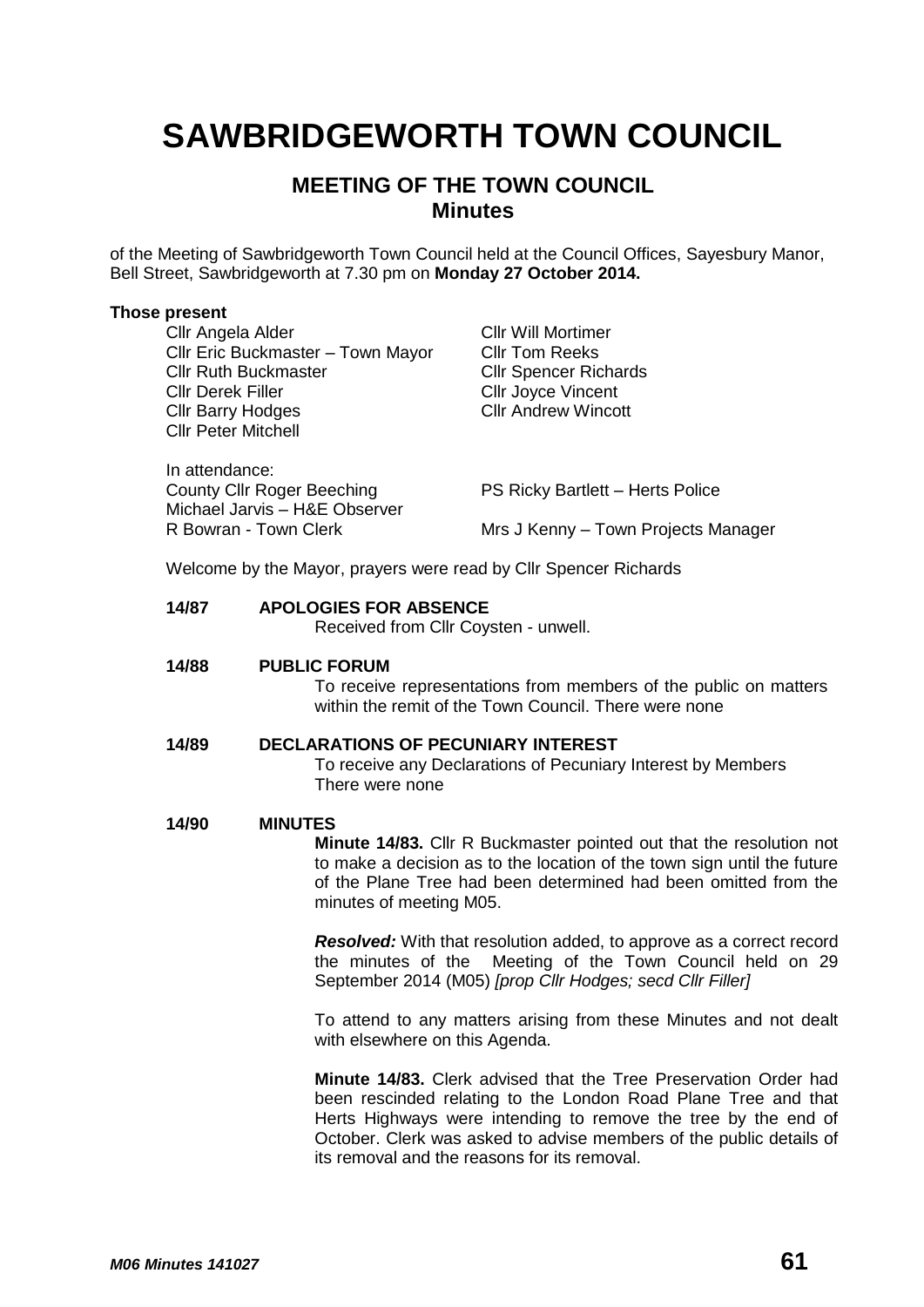# SAWBRIDGEWORTH TOWN COUNCIL

## MEETING OF THE TOWN COUNCIL
## Minutes

of the Meeting of Sawbridgeworth Town Council held at the Council Offices, Sayesbury Manor, Bell Street, Sawbridgeworth at 7.30 pm on **Monday 27 October 2014.**

**Those present**

Cllr Angela Alder
Cllr Eric Buckmaster – Town Mayor
Cllr Ruth Buckmaster
Cllr Derek Filler
Cllr Barry Hodges
Cllr Peter Mitchell
Cllr Will Mortimer
Cllr Tom Reeks
Cllr Spencer Richards
Cllr Joyce Vincent
Cllr Andrew Wincott

In attendance:
County Cllr Roger Beeching
Michael Jarvis – H&E Observer
R Bowran - Town Clerk
PS Ricky Bartlett – Herts Police
Mrs J Kenny – Town Projects Manager

Welcome by the Mayor, prayers were read by Cllr Spencer Richards

**14/87 APOLOGIES FOR ABSENCE**

Received from Cllr Coysten - unwell.

**14/88 PUBLIC FORUM**

To receive representations from members of the public on matters within the remit of the Town Council. There were none

**14/89 DECLARATIONS OF PECUNIARY INTEREST**

To receive any Declarations of Pecuniary Interest by Members
There were none

**14/90 MINUTES**

**Minute 14/83.** Cllr R Buckmaster pointed out that the resolution not to make a decision as to the location of the town sign until the future of the Plane Tree had been determined had been omitted from the minutes of meeting M05.

***Resolved:*** With that resolution added, to approve as a correct record the minutes of the Meeting of the Town Council held on 29 September 2014 (M05) *[prop Cllr Hodges; secd Cllr Filler]*

To attend to any matters arising from these Minutes and not dealt with elsewhere on this Agenda.

**Minute 14/83.** Clerk advised that the Tree Preservation Order had been rescinded relating to the London Road Plane Tree and that Herts Highways were intending to remove the tree by the end of October. Clerk was asked to advise members of the public details of its removal and the reasons for its removal.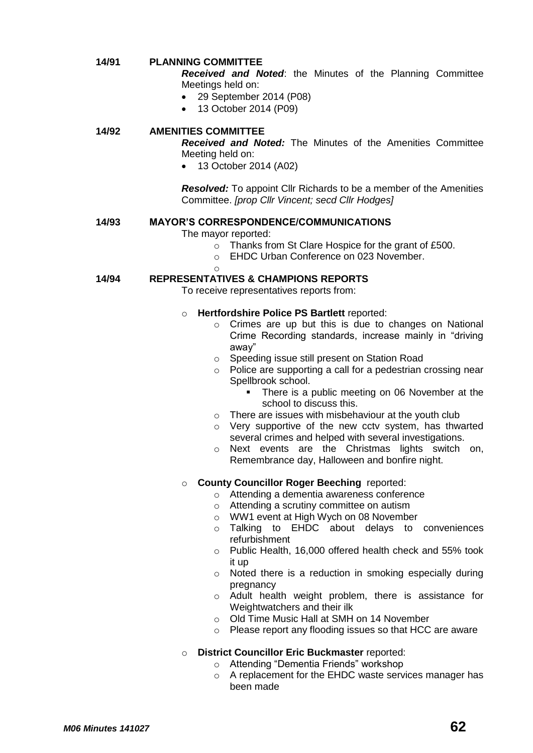### 14/91 PLANNING COMMITTEE

***Received and Noted***: the Minutes of the Planning Committee Meetings held on:

- 29 September 2014 (P08)
- 13 October 2014 (P09)

### 14/92 AMENITIES COMMITTEE

***Received and Noted:*** The Minutes of the Amenities Committee Meeting held on:

- 13 October 2014 (A02)

***Resolved:*** To appoint Cllr Richards to be a member of the Amenities Committee. *[prop Cllr Vincent; secd Cllr Hodges]*

### 14/93 MAYOR'S CORRESPONDENCE/COMMUNICATIONS

The mayor reported:

- Thanks from St Clare Hospice for the grant of £500.
- EHDC Urban Conference on 023 November.

### 14/94 REPRESENTATIVES & CHAMPIONS REPORTS

To receive representatives reports from:

- **Hertfordshire Police PS Bartlett** reported:
  - Crimes are up but this is due to changes on National Crime Recording standards, increase mainly in "driving away"
  - Speeding issue still present on Station Road
  - Police are supporting a call for a pedestrian crossing near Spellbrook school.
    - There is a public meeting on 06 November at the school to discuss this.
  - There are issues with misbehaviour at the youth club
  - Very supportive of the new cctv system, has thwarted several crimes and helped with several investigations.
  - Next events are the Christmas lights switch on, Remembrance day, Halloween and bonfire night.

- **County Councillor Roger Beeching** reported:
  - Attending a dementia awareness conference
  - Attending a scrutiny committee on autism
  - WW1 event at High Wych on 08 November
  - Talking to EHDC about delays to conveniences refurbishment
  - Public Health, 16,000 offered health check and 55% took it up
  - Noted there is a reduction in smoking especially during pregnancy
  - Adult health weight problem, there is assistance for Weightwatchers and their ilk
  - Old Time Music Hall at SMH on 14 November
  - Please report any flooding issues so that HCC are aware

- **District Councillor Eric Buckmaster** reported:
  - Attending "Dementia Friends" workshop
  - A replacement for the EHDC waste services manager has been made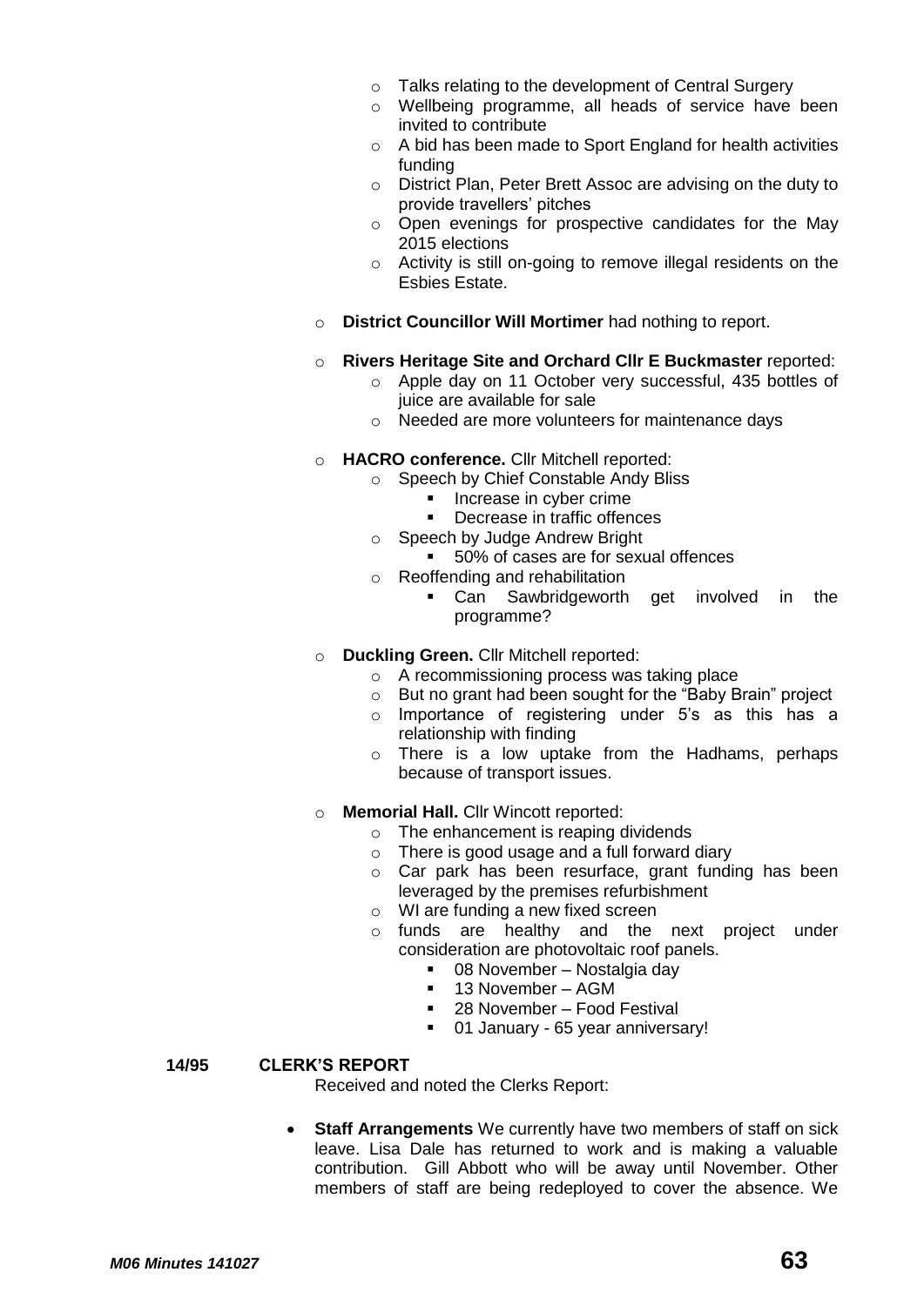- Talks relating to the development of Central Surgery
  - Wellbeing programme, all heads of service have been invited to contribute
  - A bid has been made to Sport England for health activities funding
  - District Plan, Peter Brett Assoc are advising on the duty to provide travellers' pitches
  - Open evenings for prospective candidates for the May 2015 elections
  - Activity is still on-going to remove illegal residents on the Esbies Estate.

- **District Councillor Will Mortimer** had nothing to report.

- **Rivers Heritage Site and Orchard Cllr E Buckmaster** reported:
  - Apple day on 11 October very successful, 435 bottles of juice are available for sale
  - Needed are more volunteers for maintenance days

- **HACRO conference.** Cllr Mitchell reported:
  - Speech by Chief Constable Andy Bliss
    - Increase in cyber crime
    - Decrease in traffic offences
  - Speech by Judge Andrew Bright
    - 50% of cases are for sexual offences
  - Reoffending and rehabilitation
    - Can Sawbridgeworth get involved in the programme?

- **Duckling Green.** Cllr Mitchell reported:
  - A recommissioning process was taking place
  - But no grant had been sought for the "Baby Brain" project
  - Importance of registering under 5's as this has a relationship with finding
  - There is a low uptake from the Hadhams, perhaps because of transport issues.

- **Memorial Hall.** Cllr Wincott reported:
  - The enhancement is reaping dividends
  - There is good usage and a full forward diary
  - Car park has been resurface, grant funding has been leveraged by the premises refurbishment
  - WI are funding a new fixed screen
  - funds are healthy and the next project under consideration are photovoltaic roof panels.
    - 08 November – Nostalgia day
    - 13 November – AGM
    - 28 November – Food Festival
    - 01 January - 65 year anniversary!

**14/95 CLERK'S REPORT**

Received and noted the Clerks Report:

- **Staff Arrangements** We currently have two members of staff on sick leave. Lisa Dale has returned to work and is making a valuable contribution. Gill Abbott who will be away until November. Other members of staff are being redeployed to cover the absence. We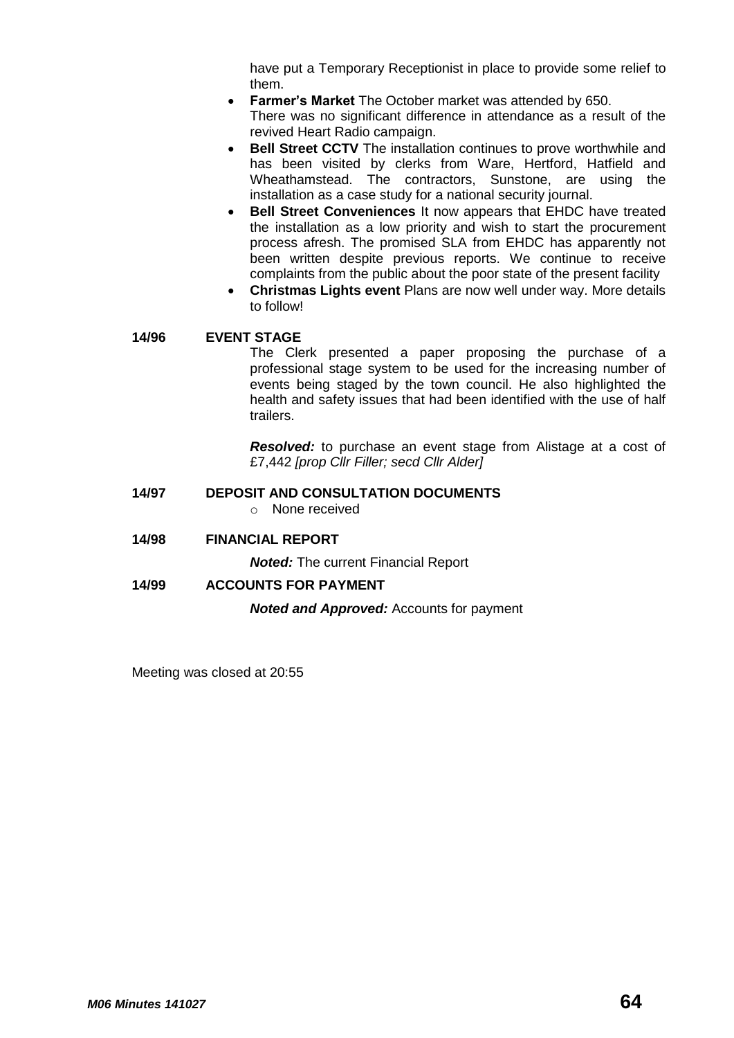have put a Temporary Receptionist in place to provide some relief to them.

- **Farmer's Market** The October market was attended by 650. There was no significant difference in attendance as a result of the revived Heart Radio campaign.
- **Bell Street CCTV** The installation continues to prove worthwhile and has been visited by clerks from Ware, Hertford, Hatfield and Wheathamstead. The contractors, Sunstone, are using the installation as a case study for a national security journal.
- **Bell Street Conveniences** It now appears that EHDC have treated the installation as a low priority and wish to start the procurement process afresh. The promised SLA from EHDC has apparently not been written despite previous reports. We continue to receive complaints from the public about the poor state of the present facility
- **Christmas Lights event** Plans are now well under way. More details to follow!

**14/96 EVENT STAGE**

The Clerk presented a paper proposing the purchase of a professional stage system to be used for the increasing number of events being staged by the town council. He also highlighted the health and safety issues that had been identified with the use of half trailers.

***Resolved:*** to purchase an event stage from Alistage at a cost of £7,442 *[prop Cllr Filler; secd Cllr Alder]*

**14/97 DEPOSIT AND CONSULTATION DOCUMENTS**

- None received

**14/98 FINANCIAL REPORT**

***Noted:*** The current Financial Report

**14/99 ACCOUNTS FOR PAYMENT**

***Noted and Approved:*** Accounts for payment

Meeting was closed at 20:55